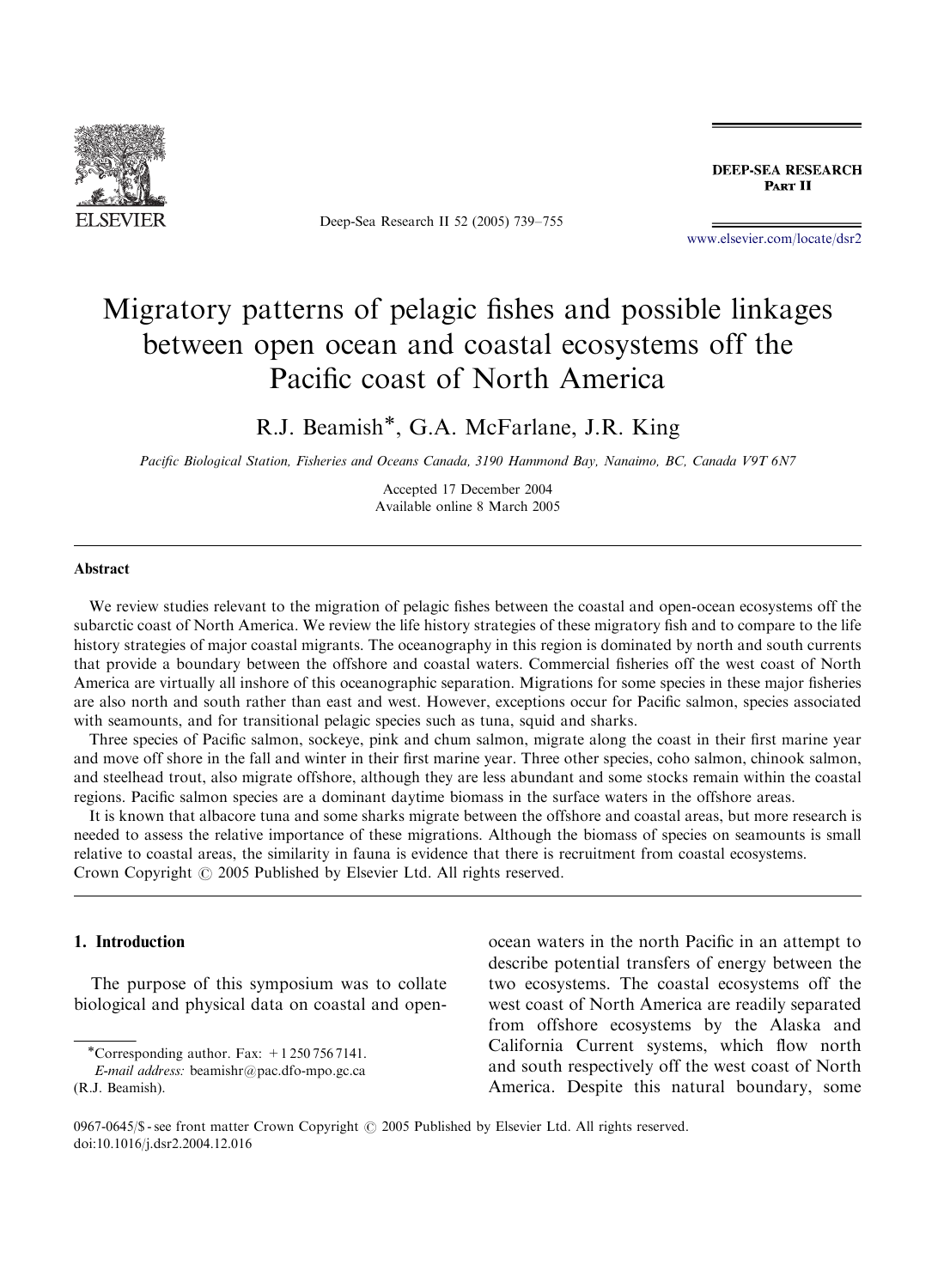# Migratory patterns of pelagic fishes and possible linkages between open ocean and coastal ecosystems off the Pacific coast of North America

R.J. Beamish*, G.A. McFarlane, J.R. King

*Pacific Biological Station, Fisheries and Oceans Canada, 3190 Hammond Bay, Nanaimo, BC, Canada V9T 6N7*

Accepted 17 December 2004
Available online 8 March 2005

## Abstract

We review studies relevant to the migration of pelagic fishes between the coastal and open-ocean ecosystems off the subarctic coast of North America. We review the life history strategies of these migratory fish and to compare to the life history strategies of major coastal migrants. The oceanography in this region is dominated by north and south currents that provide a boundary between the offshore and coastal waters. Commercial fisheries off the west coast of North America are virtually all inshore of this oceanographic separation. Migrations for some species in these major fisheries are also north and south rather than east and west. However, exceptions occur for Pacific salmon, species associated with seamounts, and for transitional pelagic species such as tuna, squid and sharks.

Three species of Pacific salmon, sockeye, pink and chum salmon, migrate along the coast in their first marine year and move off shore in the fall and winter in their first marine year. Three other species, coho salmon, chinook salmon, and steelhead trout, also migrate offshore, although they are less abundant and some stocks remain within the coastal regions. Pacific salmon species are a dominant daytime biomass in the surface waters in the offshore areas.

It is known that albacore tuna and some sharks migrate between the offshore and coastal areas, but more research is needed to assess the relative importance of these migrations. Although the biomass of species on seamounts is small relative to coastal areas, the similarity in fauna is evidence that there is recruitment from coastal ecosystems.

Crown Copyright © 2005 Published by Elsevier Ltd. All rights reserved.

## 1. Introduction

The purpose of this symposium was to collate biological and physical data on coastal and open-ocean waters in the north Pacific in an attempt to describe potential transfers of energy between the two ecosystems. The coastal ecosystems off the west coast of North America are readily separated from offshore ecosystems by the Alaska and California Current systems, which flow north and south respectively off the west coast of North America. Despite this natural boundary, some

*Corresponding author. Fax: +1 250 756 7141.
*E-mail address:* beamishr@pac.dfo-mpo.gc.ca (R.J. Beamish).

0967-0645/$ - see front matter Crown Copyright © 2005 Published by Elsevier Ltd. All rights reserved.
doi:10.1016/j.dsr2.2004.12.016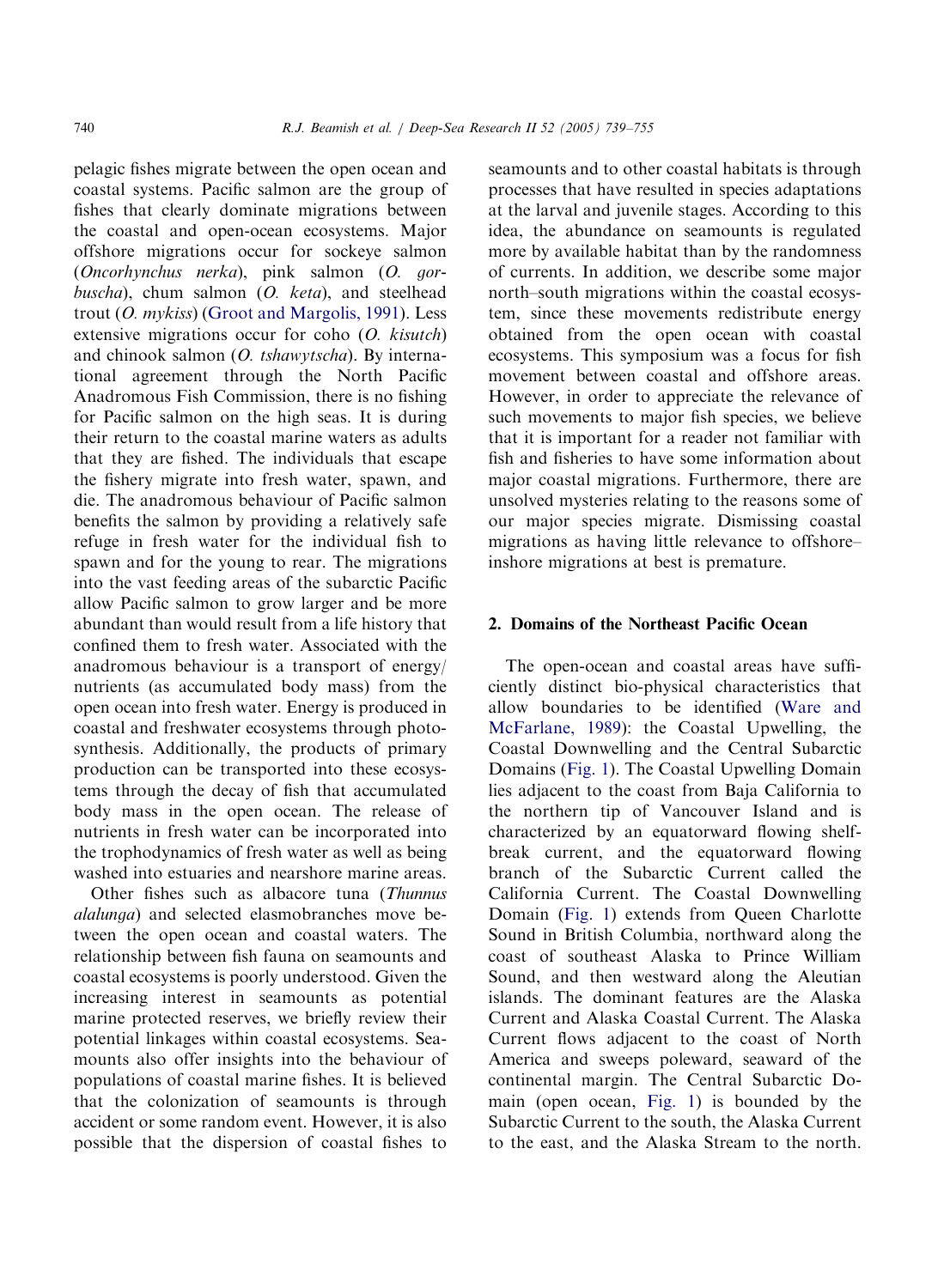pelagic fishes migrate between the open ocean and coastal systems. Pacific salmon are the group of fishes that clearly dominate migrations between the coastal and open-ocean ecosystems. Major offshore migrations occur for sockeye salmon (*Oncorhynchus nerka*), pink salmon (*O. gorbuscha*), chum salmon (*O. keta*), and steelhead trout (*O. mykiss*) (Groot and Margolis, 1991). Less extensive migrations occur for coho (*O. kisutch*) and chinook salmon (*O. tshawytscha*). By international agreement through the North Pacific Anadromous Fish Commission, there is no fishing for Pacific salmon on the high seas. It is during their return to the coastal marine waters as adults that they are fished. The individuals that escape the fishery migrate into fresh water, spawn, and die. The anadromous behaviour of Pacific salmon benefits the salmon by providing a relatively safe refuge in fresh water for the individual fish to spawn and for the young to rear. The migrations into the vast feeding areas of the subarctic Pacific allow Pacific salmon to grow larger and be more abundant than would result from a life history that confined them to fresh water. Associated with the anadromous behaviour is a transport of energy/nutrients (as accumulated body mass) from the open ocean into fresh water. Energy is produced in coastal and freshwater ecosystems through photosynthesis. Additionally, the products of primary production can be transported into these ecosystems through the decay of fish that accumulated body mass in the open ocean. The release of nutrients in fresh water can be incorporated into the trophodynamics of fresh water as well as being washed into estuaries and nearshore marine areas.

Other fishes such as albacore tuna (*Thunnus alalunga*) and selected elasmobranches move between the open ocean and coastal waters. The relationship between fish fauna on seamounts and coastal ecosystems is poorly understood. Given the increasing interest in seamounts as potential marine protected reserves, we briefly review their potential linkages within coastal ecosystems. Seamounts also offer insights into the behaviour of populations of coastal marine fishes. It is believed that the colonization of seamounts is through accident or some random event. However, it is also possible that the dispersion of coastal fishes to seamounts and to other coastal habitats is through processes that have resulted in species adaptations at the larval and juvenile stages. According to this idea, the abundance on seamounts is regulated more by available habitat than by the randomness of currents. In addition, we describe some major north–south migrations within the coastal ecosystem, since these movements redistribute energy obtained from the open ocean with coastal ecosystems. This symposium was a focus for fish movement between coastal and offshore areas. However, in order to appreciate the relevance of such movements to major fish species, we believe that it is important for a reader not familiar with fish and fisheries to have some information about major coastal migrations. Furthermore, there are unsolved mysteries relating to the reasons some of our major species migrate. Dismissing coastal migrations as having little relevance to offshore–inshore migrations at best is premature.

## 2. Domains of the Northeast Pacific Ocean

The open-ocean and coastal areas have sufficiently distinct bio-physical characteristics that allow boundaries to be identified (Ware and McFarlane, 1989): the Coastal Upwelling, the Coastal Downwelling and the Central Subarctic Domains (Fig. 1). The Coastal Upwelling Domain lies adjacent to the coast from Baja California to the northern tip of Vancouver Island and is characterized by an equatorward flowing shelf-break current, and the equatorward flowing branch of the Subarctic Current called the California Current. The Coastal Downwelling Domain (Fig. 1) extends from Queen Charlotte Sound in British Columbia, northward along the coast of southeast Alaska to Prince William Sound, and then westward along the Aleutian islands. The dominant features are the Alaska Current and Alaska Coastal Current. The Alaska Current flows adjacent to the coast of North America and sweeps poleward, seaward of the continental margin. The Central Subarctic Domain (open ocean, Fig. 1) is bounded by the Subarctic Current to the south, the Alaska Current to the east, and the Alaska Stream to the north.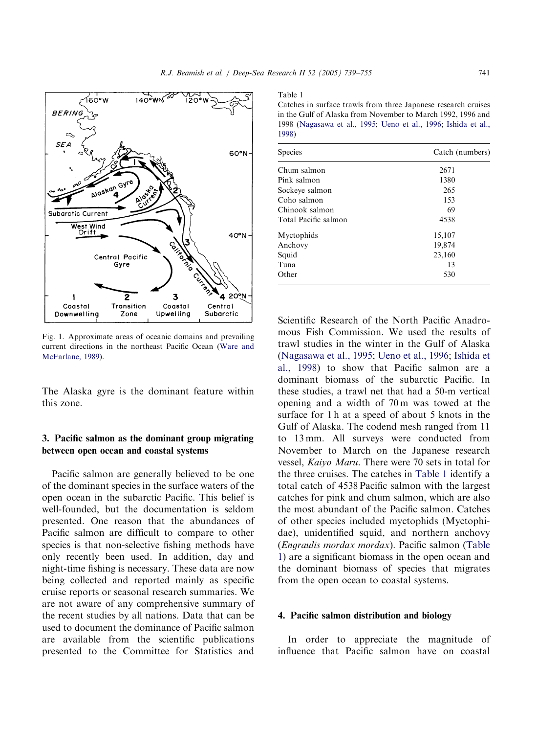Fig. 1. Approximate areas of oceanic domains and prevailing current directions in the northeast Pacific Ocean (Ware and McFarlane, 1989).

The Alaska gyre is the dominant feature within this zone.

## 3. Pacific salmon as the dominant group migrating between open ocean and coastal systems

Pacific salmon are generally believed to be one of the dominant species in the surface waters of the open ocean in the subarctic Pacific. This belief is well-founded, but the documentation is seldom presented. One reason that the abundances of Pacific salmon are difficult to compare to other species is that non-selective fishing methods have only recently been used. In addition, day and night-time fishing is necessary. These data are now being collected and reported mainly as specific cruise reports or seasonal research summaries. We are not aware of any comprehensive summary of the recent studies by all nations. Data that can be used to document the dominance of Pacific salmon are available from the scientific publications presented to the Committee for Statistics and Scientific Research of the North Pacific Anadromous Fish Commission. We used the results of trawl studies in the winter in the Gulf of Alaska (Nagasawa et al., 1995; Ueno et al., 1996; Ishida et al., 1998) to show that Pacific salmon are a dominant biomass of the subarctic Pacific. In these studies, a trawl net that had a 50-m vertical opening and a width of 70 m was towed at the surface for 1 h at a speed of about 5 knots in the Gulf of Alaska. The codend mesh ranged from 11 to 13 mm. All surveys were conducted from November to March on the Japanese research vessel, *Kaiyo Maru*. There were 70 sets in total for the three cruises. The catches in Table 1 identify a total catch of 4538 Pacific salmon with the largest catches for pink and chum salmon, which are also the most abundant of the Pacific salmon. Catches of other species included myctophids (Myctophidae), unidentified squid, and northern anchovy (*Engraulis mordax mordax*). Pacific salmon (Table 1) are a significant biomass in the open ocean and the dominant biomass of species that migrates from the open ocean to coastal systems.

Table 1
Catches in surface trawls from three Japanese research cruises in the Gulf of Alaska from November to March 1992, 1996 and 1998 (Nagasawa et al., 1995; Ueno et al., 1996; Ishida et al., 1998)

| Species | Catch (numbers) |
|---|---|
| Chum salmon | 2671 |
| Pink salmon | 1380 |
| Sockeye salmon | 265 |
| Coho salmon | 153 |
| Chinook salmon | 69 |
| Total Pacific salmon | 4538 |
| Myctophids | 15,107 |
| Anchovy | 19,874 |
| Squid | 23,160 |
| Tuna | 13 |
| Other | 530 |

## 4. Pacific salmon distribution and biology

In order to appreciate the magnitude of influence that Pacific salmon have on coastal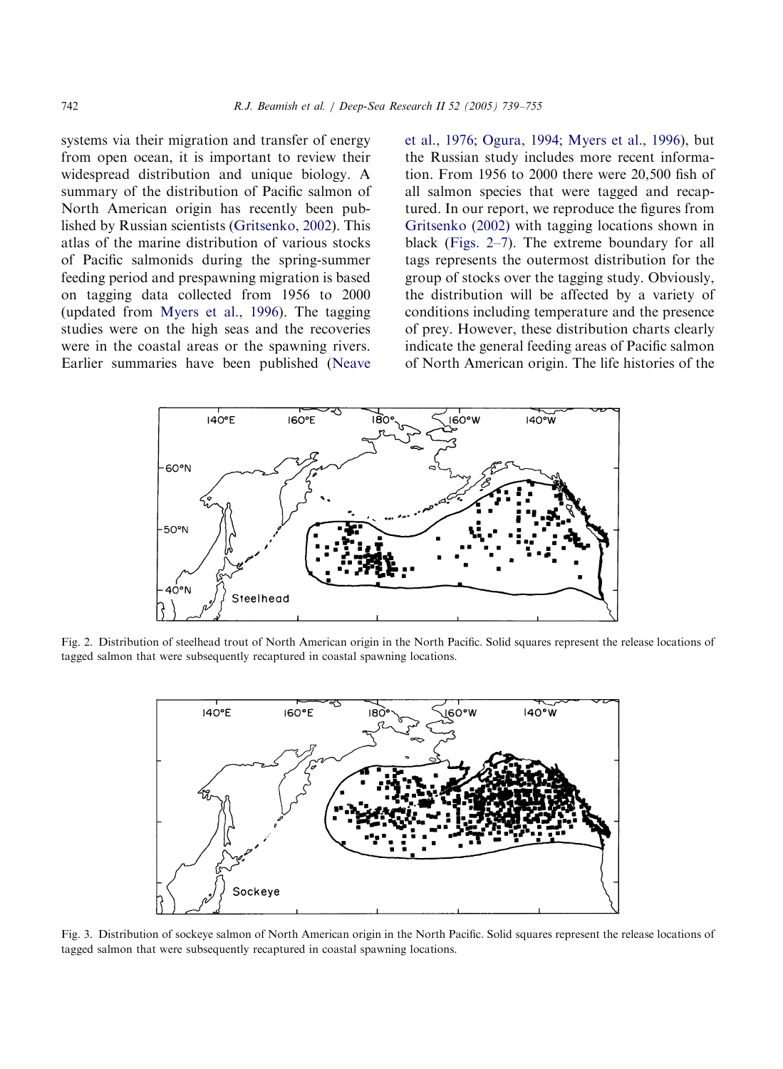systems via their migration and transfer of energy from open ocean, it is important to review their widespread distribution and unique biology. A summary of the distribution of Pacific salmon of North American origin has recently been published by Russian scientists (Gritsenko, 2002). This atlas of the marine distribution of various stocks of Pacific salmonids during the spring-summer feeding period and prespawning migration is based on tagging data collected from 1956 to 2000 (updated from Myers et al., 1996). The tagging studies were on the high seas and the recoveries were in the coastal areas or the spawning rivers. Earlier summaries have been published (Neave et al., 1976; Ogura, 1994; Myers et al., 1996), but the Russian study includes more recent information. From 1956 to 2000 there were 20,500 fish of all salmon species that were tagged and recaptured. In our report, we reproduce the figures from Gritsenko (2002) with tagging locations shown in black (Figs. 2–7). The extreme boundary for all tags represents the outermost distribution for the group of stocks over the tagging study. Obviously, the distribution will be affected by a variety of conditions including temperature and the presence of prey. However, these distribution charts clearly indicate the general feeding areas of Pacific salmon of North American origin. The life histories of the

Fig. 2. Distribution of steelhead trout of North American origin in the North Pacific. Solid squares represent the release locations of tagged salmon that were subsequently recaptured in coastal spawning locations.

Fig. 3. Distribution of sockeye salmon of North American origin in the North Pacific. Solid squares represent the release locations of tagged salmon that were subsequently recaptured in coastal spawning locations.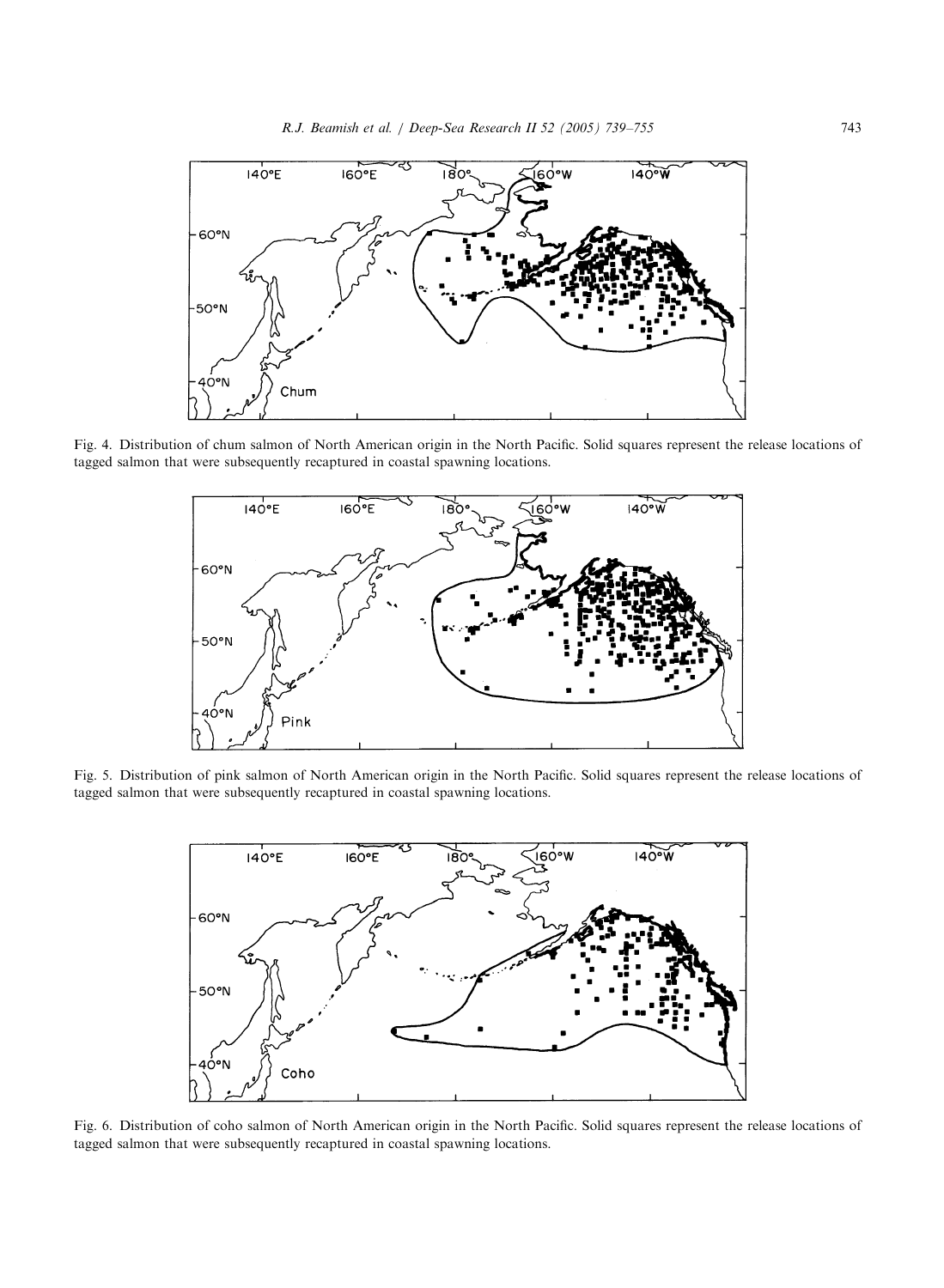Fig. 4. Distribution of chum salmon of North American origin in the North Pacific. Solid squares represent the release locations of tagged salmon that were subsequently recaptured in coastal spawning locations.

Fig. 5. Distribution of pink salmon of North American origin in the North Pacific. Solid squares represent the release locations of tagged salmon that were subsequently recaptured in coastal spawning locations.

Fig. 6. Distribution of coho salmon of North American origin in the North Pacific. Solid squares represent the release locations of tagged salmon that were subsequently recaptured in coastal spawning locations.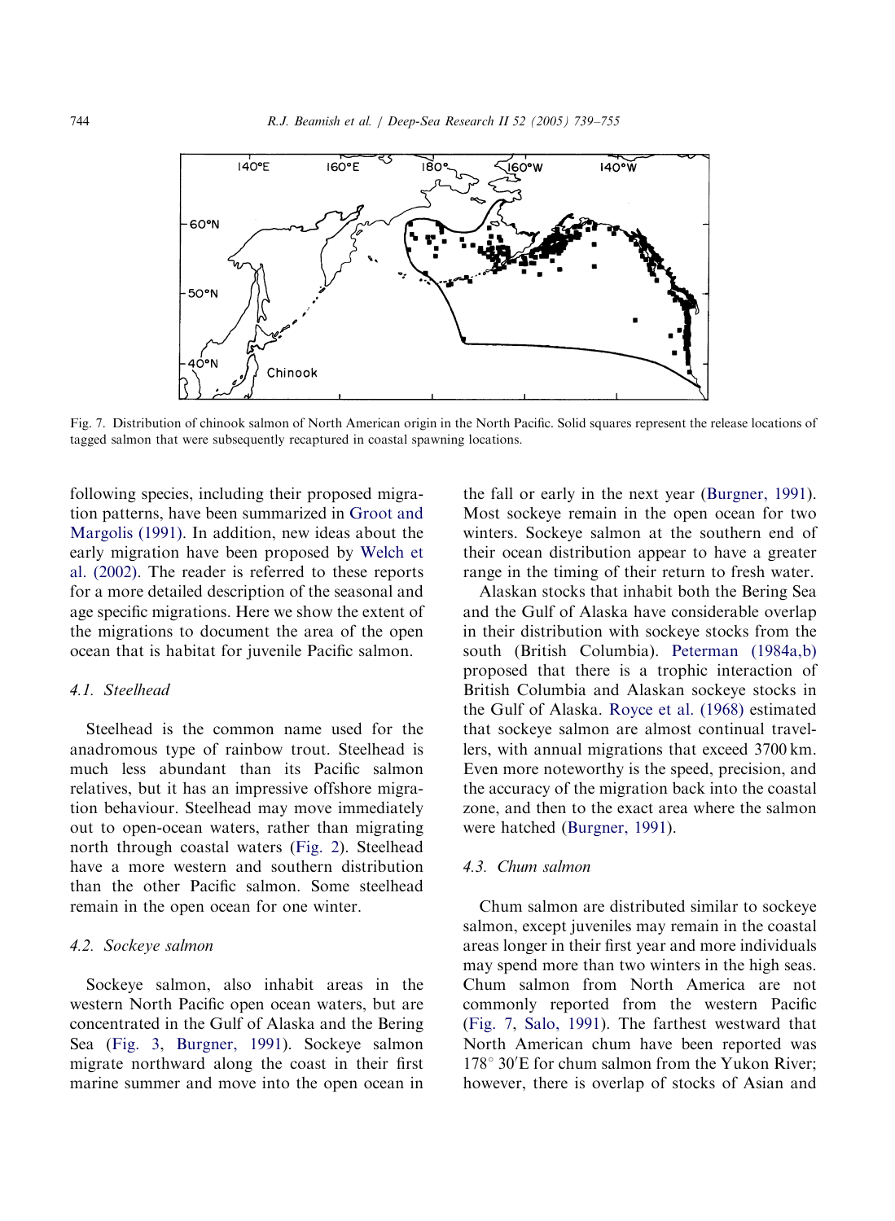Fig. 7. Distribution of chinook salmon of North American origin in the North Pacific. Solid squares represent the release locations of tagged salmon that were subsequently recaptured in coastal spawning locations.

following species, including their proposed migration patterns, have been summarized in Groot and Margolis (1991). In addition, new ideas about the early migration have been proposed by Welch et al. (2002). The reader is referred to these reports for a more detailed description of the seasonal and age specific migrations. Here we show the extent of the migrations to document the area of the open ocean that is habitat for juvenile Pacific salmon.

### 4.1. Steelhead

Steelhead is the common name used for the anadromous type of rainbow trout. Steelhead is much less abundant than its Pacific salmon relatives, but it has an impressive offshore migration behaviour. Steelhead may move immediately out to open-ocean waters, rather than migrating north through coastal waters (Fig. 2). Steelhead have a more western and southern distribution than the other Pacific salmon. Some steelhead remain in the open ocean for one winter.

### 4.2. Sockeye salmon

Sockeye salmon, also inhabit areas in the western North Pacific open ocean waters, but are concentrated in the Gulf of Alaska and the Bering Sea (Fig. 3, Burgner, 1991). Sockeye salmon migrate northward along the coast in their first marine summer and move into the open ocean in the fall or early in the next year (Burgner, 1991). Most sockeye remain in the open ocean for two winters. Sockeye salmon at the southern end of their ocean distribution appear to have a greater range in the timing of their return to fresh water.

Alaskan stocks that inhabit both the Bering Sea and the Gulf of Alaska have considerable overlap in their distribution with sockeye stocks from the south (British Columbia). Peterman (1984a,b) proposed that there is a trophic interaction of British Columbia and Alaskan sockeye stocks in the Gulf of Alaska. Royce et al. (1968) estimated that sockeye salmon are almost continual travellers, with annual migrations that exceed 3700 km. Even more noteworthy is the speed, precision, and the accuracy of the migration back into the coastal zone, and then to the exact area where the salmon were hatched (Burgner, 1991).

### 4.3. Chum salmon

Chum salmon are distributed similar to sockeye salmon, except juveniles may remain in the coastal areas longer in their first year and more individuals may spend more than two winters in the high seas. Chum salmon from North America are not commonly reported from the western Pacific (Fig. 7, Salo, 1991). The farthest westward that North American chum have been reported was 178° 30′E for chum salmon from the Yukon River; however, there is overlap of stocks of Asian and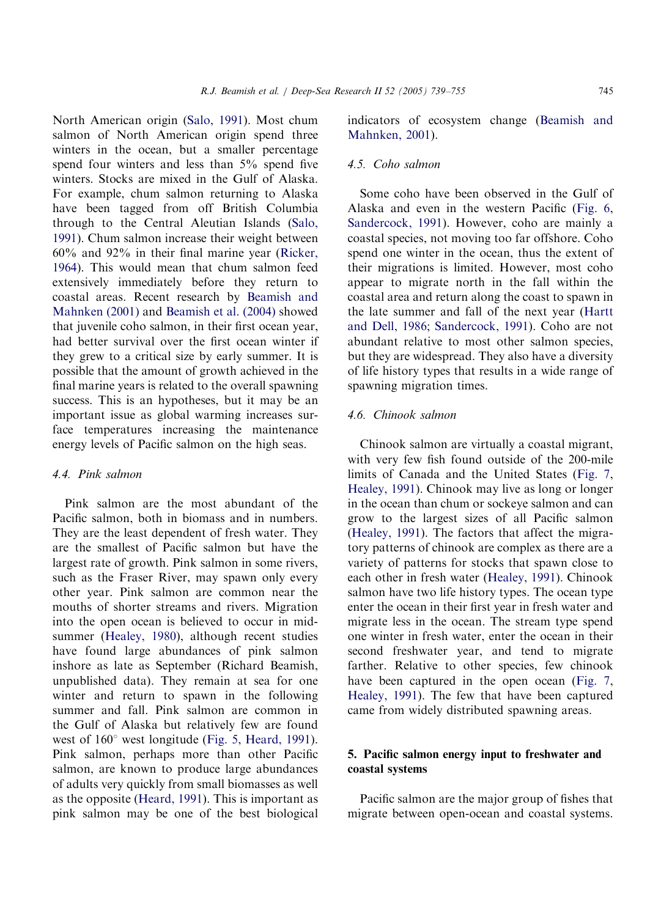North American origin (Salo, 1991). Most chum salmon of North American origin spend three winters in the ocean, but a smaller percentage spend four winters and less than 5% spend five winters. Stocks are mixed in the Gulf of Alaska. For example, chum salmon returning to Alaska have been tagged from off British Columbia through to the Central Aleutian Islands (Salo, 1991). Chum salmon increase their weight between 60% and 92% in their final marine year (Ricker, 1964). This would mean that chum salmon feed extensively immediately before they return to coastal areas. Recent research by Beamish and Mahnken (2001) and Beamish et al. (2004) showed that juvenile coho salmon, in their first ocean year, had better survival over the first ocean winter if they grew to a critical size by early summer. It is possible that the amount of growth achieved in the final marine years is related to the overall spawning success. This is an hypotheses, but it may be an important issue as global warming increases surface temperatures increasing the maintenance energy levels of Pacific salmon on the high seas.

### 4.4. Pink salmon

Pink salmon are the most abundant of the Pacific salmon, both in biomass and in numbers. They are the least dependent of fresh water. They are the smallest of Pacific salmon but have the largest rate of growth. Pink salmon in some rivers, such as the Fraser River, may spawn only every other year. Pink salmon are common near the mouths of shorter streams and rivers. Migration into the open ocean is believed to occur in mid-summer (Healey, 1980), although recent studies have found large abundances of pink salmon inshore as late as September (Richard Beamish, unpublished data). They remain at sea for one winter and return to spawn in the following summer and fall. Pink salmon are common in the Gulf of Alaska but relatively few are found west of 160° west longitude (Fig. 5, Heard, 1991). Pink salmon, perhaps more than other Pacific salmon, are known to produce large abundances of adults very quickly from small biomasses as well as the opposite (Heard, 1991). This is important as pink salmon may be one of the best biological indicators of ecosystem change (Beamish and Mahnken, 2001).

### 4.5. Coho salmon

Some coho have been observed in the Gulf of Alaska and even in the western Pacific (Fig. 6, Sandercock, 1991). However, coho are mainly a coastal species, not moving too far offshore. Coho spend one winter in the ocean, thus the extent of their migrations is limited. However, most coho appear to migrate north in the fall within the coastal area and return along the coast to spawn in the late summer and fall of the next year (Hartt and Dell, 1986; Sandercock, 1991). Coho are not abundant relative to most other salmon species, but they are widespread. They also have a diversity of life history types that results in a wide range of spawning migration times.

### 4.6. Chinook salmon

Chinook salmon are virtually a coastal migrant, with very few fish found outside of the 200-mile limits of Canada and the United States (Fig. 7, Healey, 1991). Chinook may live as long or longer in the ocean than chum or sockeye salmon and can grow to the largest sizes of all Pacific salmon (Healey, 1991). The factors that affect the migratory patterns of chinook are complex as there are a variety of patterns for stocks that spawn close to each other in fresh water (Healey, 1991). Chinook salmon have two life history types. The ocean type enter the ocean in their first year in fresh water and migrate less in the ocean. The stream type spend one winter in fresh water, enter the ocean in their second freshwater year, and tend to migrate farther. Relative to other species, few chinook have been captured in the open ocean (Fig. 7, Healey, 1991). The few that have been captured came from widely distributed spawning areas.

## 5. Pacific salmon energy input to freshwater and coastal systems

Pacific salmon are the major group of fishes that migrate between open-ocean and coastal systems.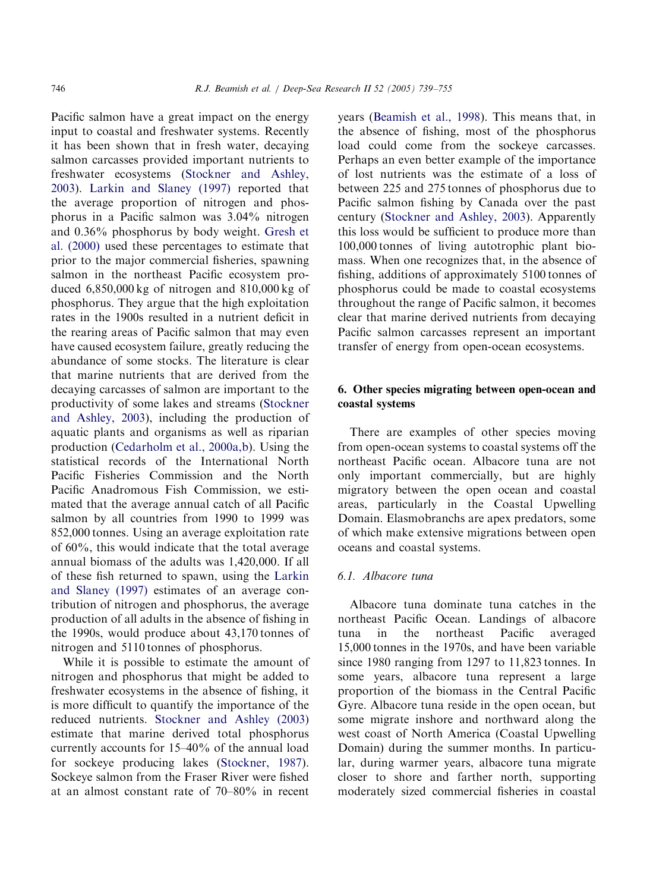Pacific salmon have a great impact on the energy input to coastal and freshwater systems. Recently it has been shown that in fresh water, decaying salmon carcasses provided important nutrients to freshwater ecosystems (Stockner and Ashley, 2003). Larkin and Slaney (1997) reported that the average proportion of nitrogen and phosphorus in a Pacific salmon was 3.04% nitrogen and 0.36% phosphorus by body weight. Gresh et al. (2000) used these percentages to estimate that prior to the major commercial fisheries, spawning salmon in the northeast Pacific ecosystem produced 6,850,000 kg of nitrogen and 810,000 kg of phosphorus. They argue that the high exploitation rates in the 1900s resulted in a nutrient deficit in the rearing areas of Pacific salmon that may even have caused ecosystem failure, greatly reducing the abundance of some stocks. The literature is clear that marine nutrients that are derived from the decaying carcasses of salmon are important to the productivity of some lakes and streams (Stockner and Ashley, 2003), including the production of aquatic plants and organisms as well as riparian production (Cedarholm et al., 2000a,b). Using the statistical records of the International North Pacific Fisheries Commission and the North Pacific Anadromous Fish Commission, we estimated that the average annual catch of all Pacific salmon by all countries from 1990 to 1999 was 852,000 tonnes. Using an average exploitation rate of 60%, this would indicate that the total average annual biomass of the adults was 1,420,000. If all of these fish returned to spawn, using the Larkin and Slaney (1997) estimates of an average contribution of nitrogen and phosphorus, the average production of all adults in the absence of fishing in the 1990s, would produce about 43,170 tonnes of nitrogen and 5110 tonnes of phosphorus.

While it is possible to estimate the amount of nitrogen and phosphorus that might be added to freshwater ecosystems in the absence of fishing, it is more difficult to quantify the importance of the reduced nutrients. Stockner and Ashley (2003) estimate that marine derived total phosphorus currently accounts for 15–40% of the annual load for sockeye producing lakes (Stockner, 1987). Sockeye salmon from the Fraser River were fished at an almost constant rate of 70–80% in recent years (Beamish et al., 1998). This means that, in the absence of fishing, most of the phosphorus load could come from the sockeye carcasses. Perhaps an even better example of the importance of lost nutrients was the estimate of a loss of between 225 and 275 tonnes of phosphorus due to Pacific salmon fishing by Canada over the past century (Stockner and Ashley, 2003). Apparently this loss would be sufficient to produce more than 100,000 tonnes of living autotrophic plant biomass. When one recognizes that, in the absence of fishing, additions of approximately 5100 tonnes of phosphorus could be made to coastal ecosystems throughout the range of Pacific salmon, it becomes clear that marine derived nutrients from decaying Pacific salmon carcasses represent an important transfer of energy from open-ocean ecosystems.

## 6. Other species migrating between open-ocean and coastal systems

There are examples of other species moving from open-ocean systems to coastal systems off the northeast Pacific ocean. Albacore tuna are not only important commercially, but are highly migratory between the open ocean and coastal areas, particularly in the Coastal Upwelling Domain. Elasmobranchs are apex predators, some of which make extensive migrations between open oceans and coastal systems.

### *6.1. Albacore tuna*

Albacore tuna dominate tuna catches in the northeast Pacific Ocean. Landings of albacore tuna in the northeast Pacific averaged 15,000 tonnes in the 1970s, and have been variable since 1980 ranging from 1297 to 11,823 tonnes. In some years, albacore tuna represent a large proportion of the biomass in the Central Pacific Gyre. Albacore tuna reside in the open ocean, but some migrate inshore and northward along the west coast of North America (Coastal Upwelling Domain) during the summer months. In particular, during warmer years, albacore tuna migrate closer to shore and farther north, supporting moderately sized commercial fisheries in coastal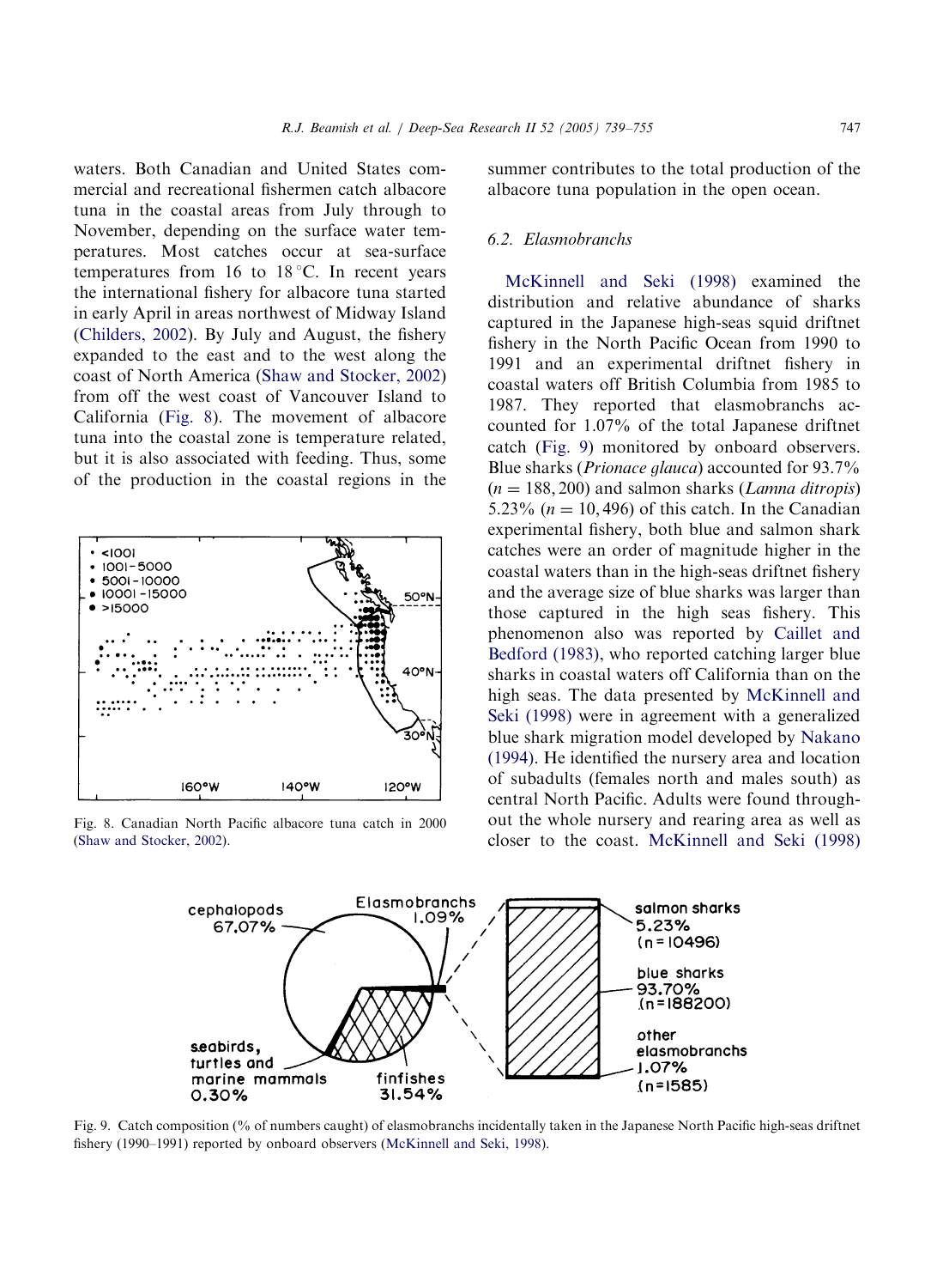waters. Both Canadian and United States commercial and recreational fishermen catch albacore tuna in the coastal areas from July through to November, depending on the surface water temperatures. Most catches occur at sea-surface temperatures from 16 to 18 °C. In recent years the international fishery for albacore tuna started in early April in areas northwest of Midway Island (Childers, 2002). By July and August, the fishery expanded to the east and to the west along the coast of North America (Shaw and Stocker, 2002) from off the west coast of Vancouver Island to California (Fig. 8). The movement of albacore tuna into the coastal zone is temperature related, but it is also associated with feeding. Thus, some of the production in the coastal regions in the summer contributes to the total production of the albacore tuna population in the open ocean.

Fig. 8. Canadian North Pacific albacore tuna catch in 2000 (Shaw and Stocker, 2002).

### 6.2. Elasmobranchs

McKinnell and Seki (1998) examined the distribution and relative abundance of sharks captured in the Japanese high-seas squid driftnet fishery in the North Pacific Ocean from 1990 to 1991 and an experimental driftnet fishery in coastal waters off British Columbia from 1985 to 1987. They reported that elasmobranchs accounted for 1.07% of the total Japanese driftnet catch (Fig. 9) monitored by onboard observers. Blue sharks (*Prionace glauca*) accounted for 93.7% ($n = 188,200$) and salmon sharks (*Lamna ditropis*) 5.23% ($n = 10,496$) of this catch. In the Canadian experimental fishery, both blue and salmon shark catches were an order of magnitude higher in the coastal waters than in the high-seas driftnet fishery and the average size of blue sharks was larger than those captured in the high seas fishery. This phenomenon also was reported by Caillet and Bedford (1983), who reported catching larger blue sharks in coastal waters off California than on the high seas. The data presented by McKinnell and Seki (1998) were in agreement with a generalized blue shark migration model developed by Nakano (1994). He identified the nursery area and location of subadults (females north and males south) as central North Pacific. Adults were found throughout the whole nursery and rearing area as well as closer to the coast. McKinnell and Seki (1998)

Fig. 9. Catch composition (% of numbers caught) of elasmobranchs incidentally taken in the Japanese North Pacific high-seas driftnet fishery (1990–1991) reported by onboard observers (McKinnell and Seki, 1998).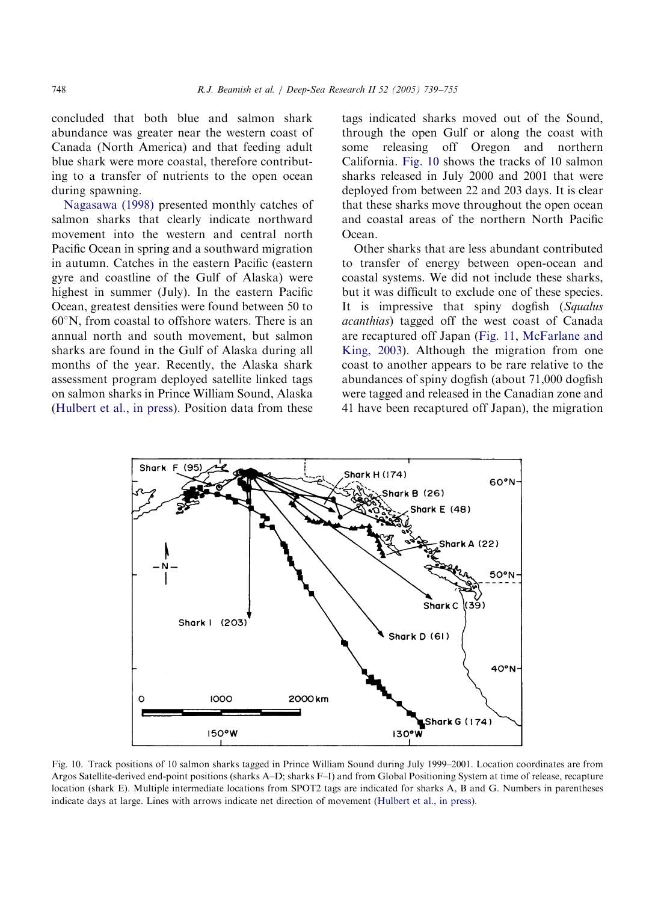concluded that both blue and salmon shark abundance was greater near the western coast of Canada (North America) and that feeding adult blue shark were more coastal, therefore contributing to a transfer of nutrients to the open ocean during spawning.

Nagasawa (1998) presented monthly catches of salmon sharks that clearly indicate northward movement into the western and central north Pacific Ocean in spring and a southward migration in autumn. Catches in the eastern Pacific (eastern gyre and coastline of the Gulf of Alaska) were highest in summer (July). In the eastern Pacific Ocean, greatest densities were found between 50 to 60°N, from coastal to offshore waters. There is an annual north and south movement, but salmon sharks are found in the Gulf of Alaska during all months of the year. Recently, the Alaska shark assessment program deployed satellite linked tags on salmon sharks in Prince William Sound, Alaska (Hulbert et al., in press). Position data from these tags indicated sharks moved out of the Sound, through the open Gulf or along the coast with some releasing off Oregon and northern California. Fig. 10 shows the tracks of 10 salmon sharks released in July 2000 and 2001 that were deployed from between 22 and 203 days. It is clear that these sharks move throughout the open ocean and coastal areas of the northern North Pacific Ocean.

Other sharks that are less abundant contributed to transfer of energy between open-ocean and coastal systems. We did not include these sharks, but it was difficult to exclude one of these species. It is impressive that spiny dogfish (*Squalus acanthias*) tagged off the west coast of Canada are recaptured off Japan (Fig. 11, McFarlane and King, 2003). Although the migration from one coast to another appears to be rare relative to the abundances of spiny dogfish (about 71,000 dogfish were tagged and released in the Canadian zone and 41 have been recaptured off Japan), the migration

Fig. 10. Track positions of 10 salmon sharks tagged in Prince William Sound during July 1999–2001. Location coordinates are from Argos Satellite-derived end-point positions (sharks A–D; sharks F–I) and from Global Positioning System at time of release, recapture location (shark E). Multiple intermediate locations from SPOT2 tags are indicated for sharks A, B and G. Numbers in parentheses indicate days at large. Lines with arrows indicate net direction of movement (Hulbert et al., in press).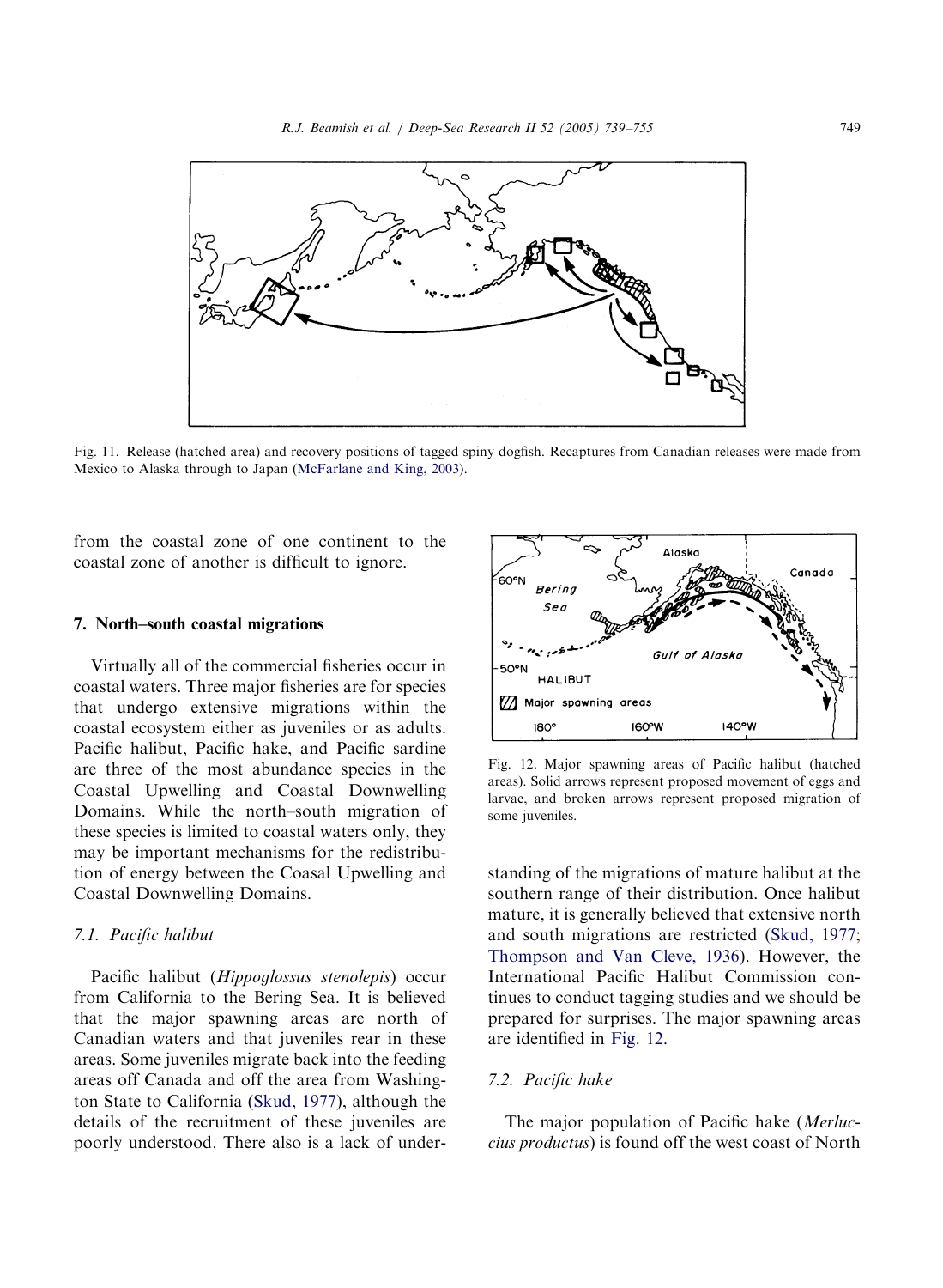Fig. 11. Release (hatched area) and recovery positions of tagged spiny dogfish. Recaptures from Canadian releases were made from Mexico to Alaska through to Japan (McFarlane and King, 2003).

from the coastal zone of one continent to the coastal zone of another is difficult to ignore.

## 7. North–south coastal migrations

Virtually all of the commercial fisheries occur in coastal waters. Three major fisheries are for species that undergo extensive migrations within the coastal ecosystem either as juveniles or as adults. Pacific halibut, Pacific hake, and Pacific sardine are three of the most abundance species in the Coastal Upwelling and Coastal Downwelling Domains. While the north–south migration of these species is limited to coastal waters only, they may be important mechanisms for the redistribution of energy between the Coasal Upwelling and Coastal Downwelling Domains.

### *7.1. Pacific halibut*

Pacific halibut (*Hippoglossus stenolepis*) occur from California to the Bering Sea. It is believed that the major spawning areas are north of Canadian waters and that juveniles rear in these areas. Some juveniles migrate back into the feeding areas off Canada and off the area from Washington State to California (Skud, 1977), although the details of the recruitment of these juveniles are poorly understood. There also is a lack of understanding of the migrations of mature halibut at the southern range of their distribution. Once halibut mature, it is generally believed that extensive north and south migrations are restricted (Skud, 1977; Thompson and Van Cleve, 1936). However, the International Pacific Halibut Commission continues to conduct tagging studies and we should be prepared for surprises. The major spawning areas are identified in Fig. 12.

Fig. 12. Major spawning areas of Pacific halibut (hatched areas). Solid arrows represent proposed movement of eggs and larvae, and broken arrows represent proposed migration of some juveniles.

### *7.2. Pacific hake*

The major population of Pacific hake (*Merluccius productus*) is found off the west coast of North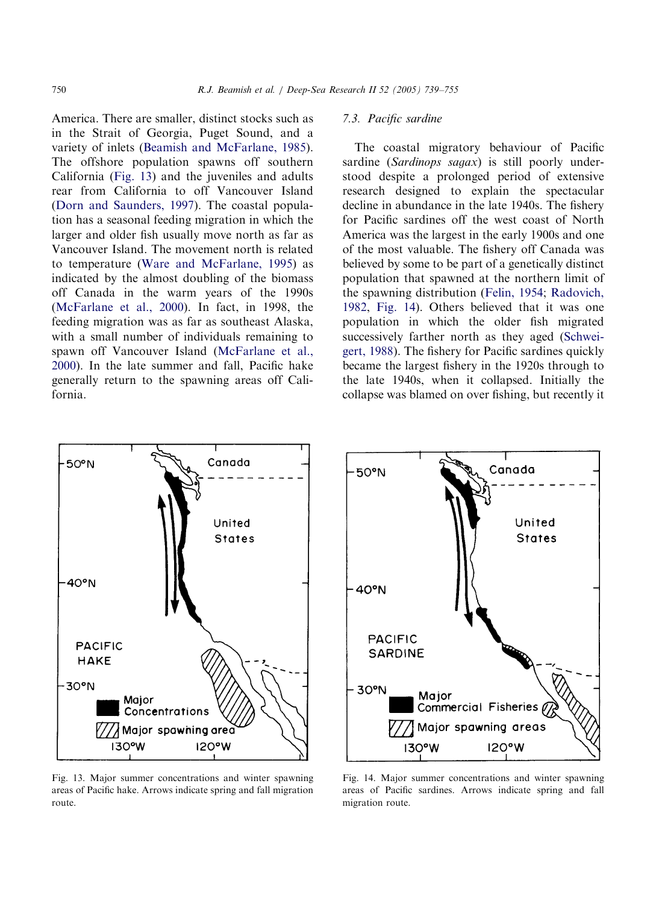America. There are smaller, distinct stocks such as in the Strait of Georgia, Puget Sound, and a variety of inlets (Beamish and McFarlane, 1985). The offshore population spawns off southern California (Fig. 13) and the juveniles and adults rear from California to off Vancouver Island (Dorn and Saunders, 1997). The coastal population has a seasonal feeding migration in which the larger and older fish usually move north as far as Vancouver Island. The movement north is related to temperature (Ware and McFarlane, 1995) as indicated by the almost doubling of the biomass off Canada in the warm years of the 1990s (McFarlane et al., 2000). In fact, in 1998, the feeding migration was as far as southeast Alaska, with a small number of individuals remaining to spawn off Vancouver Island (McFarlane et al., 2000). In the late summer and fall, Pacific hake generally return to the spawning areas off California.

### 7.3. Pacific sardine

The coastal migratory behaviour of Pacific sardine (*Sardinops sagax*) is still poorly understood despite a prolonged period of extensive research designed to explain the spectacular decline in abundance in the late 1940s. The fishery for Pacific sardines off the west coast of North America was the largest in the early 1900s and one of the most valuable. The fishery off Canada was believed by some to be part of a genetically distinct population that spawned at the northern limit of the spawning distribution (Felin, 1954; Radovich, 1982, Fig. 14). Others believed that it was one population in which the older fish migrated successively farther north as they aged (Schweigert, 1988). The fishery for Pacific sardines quickly became the largest fishery in the 1920s through to the late 1940s, when it collapsed. Initially the collapse was blamed on over fishing, but recently it

Fig. 13. Major summer concentrations and winter spawning areas of Pacific hake. Arrows indicate spring and fall migration route.

Fig. 14. Major summer concentrations and winter spawning areas of Pacific sardines. Arrows indicate spring and fall migration route.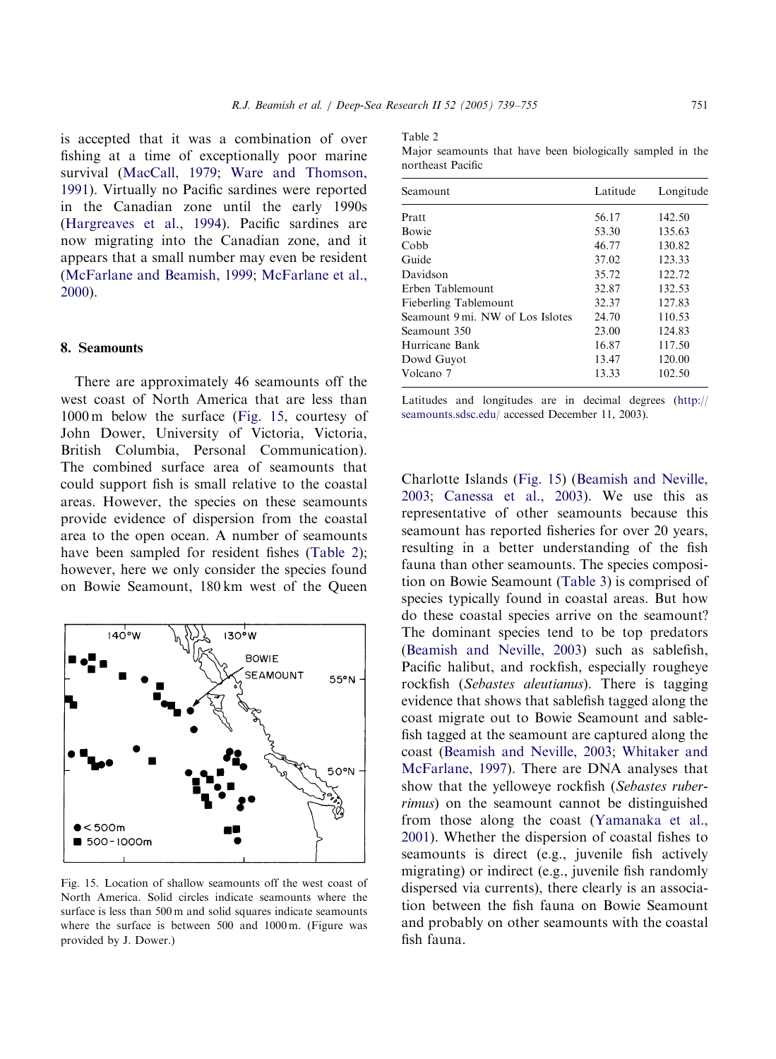is accepted that it was a combination of over fishing at a time of exceptionally poor marine survival (MacCall, 1979; Ware and Thomson, 1991). Virtually no Pacific sardines were reported in the Canadian zone until the early 1990s (Hargreaves et al., 1994). Pacific sardines are now migrating into the Canadian zone, and it appears that a small number may even be resident (McFarlane and Beamish, 1999; McFarlane et al., 2000).

## 8. Seamounts

There are approximately 46 seamounts off the west coast of North America that are less than 1000 m below the surface (Fig. 15, courtesy of John Dower, University of Victoria, Victoria, British Columbia, Personal Communication). The combined surface area of seamounts that could support fish is small relative to the coastal areas. However, the species on these seamounts provide evidence of dispersion from the coastal area to the open ocean. A number of seamounts have been sampled for resident fishes (Table 2); however, here we only consider the species found on Bowie Seamount, 180 km west of the Queen Charlotte Islands (Fig. 15) (Beamish and Neville, 2003; Canessa et al., 2003). We use this as representative of other seamounts because this seamount has reported fisheries for over 20 years, resulting in a better understanding of the fish fauna than other seamounts. The species composition on Bowie Seamount (Table 3) is comprised of species typically found in coastal areas. But how do these coastal species arrive on the seamount? The dominant species tend to be top predators (Beamish and Neville, 2003) such as sablefish, Pacific halibut, and rockfish, especially rougheye rockfish (*Sebastes aleutianus*). There is tagging evidence that shows that sablefish tagged along the coast migrate out to Bowie Seamount and sablefish tagged at the seamount are captured along the coast (Beamish and Neville, 2003; Whitaker and McFarlane, 1997). There are DNA analyses that show that the yelloweye rockfish (*Sebastes ruberrimus*) on the seamount cannot be distinguished from those along the coast (Yamanaka et al., 2001). Whether the dispersion of coastal fishes to seamounts is direct (e.g., juvenile fish actively migrating) or indirect (e.g., juvenile fish randomly dispersed via currents), there clearly is an association between the fish fauna on Bowie Seamount and probably on other seamounts with the coastal fish fauna.

Fig. 15. Location of shallow seamounts off the west coast of North America. Solid circles indicate seamounts where the surface is less than 500 m and solid squares indicate seamounts where the surface is between 500 and 1000 m. (Figure was provided by J. Dower.)

Table 2
Major seamounts that have been biologically sampled in the northeast Pacific

| Seamount | Latitude | Longitude |
|---|---|---|
| Pratt | 56.17 | 142.50 |
| Bowie | 53.30 | 135.63 |
| Cobb | 46.77 | 130.82 |
| Guide | 37.02 | 123.33 |
| Davidson | 35.72 | 122.72 |
| Erben Tablemount | 32.87 | 132.53 |
| Fieberling Tablemount | 32.37 | 127.83 |
| Seamount 9 mi. NW of Los Islotes | 24.70 | 110.53 |
| Seamount 350 | 23.00 | 124.83 |
| Hurricane Bank | 16.87 | 117.50 |
| Dowd Guyot | 13.47 | 120.00 |
| Volcano 7 | 13.33 | 102.50 |

Latitudes and longitudes are in decimal degrees (http://seamounts.sdsc.edu/ accessed December 11, 2003).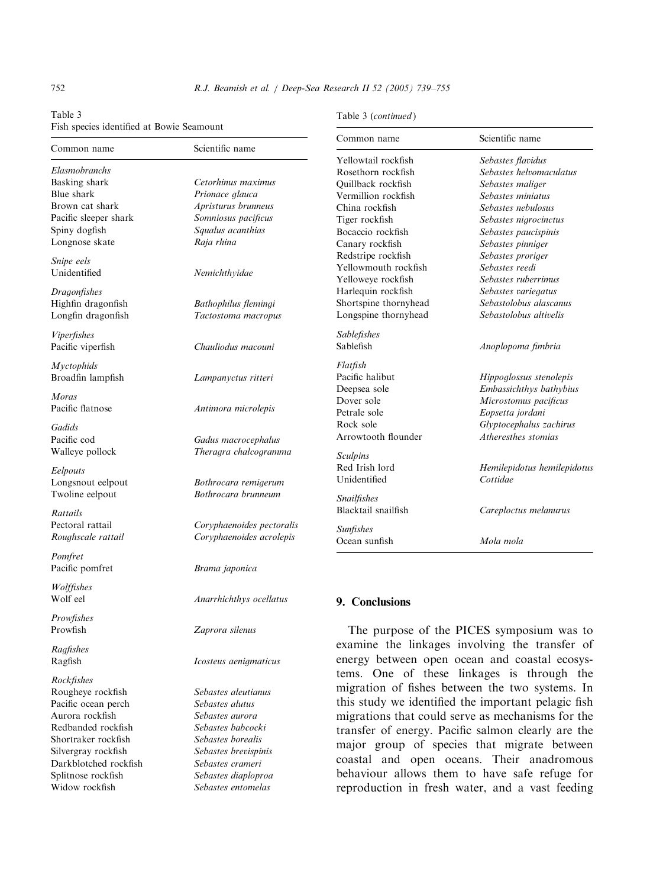Table 3
Fish species identified at Bowie Seamount

| Common name | Scientific name |
|---|---|
| *Elasmobranchs* | |
| Basking shark | *Cetorhinus maximus* |
| Blue shark | *Prionace glauca* |
| Brown cat shark | *Apristurus brunneus* |
| Pacific sleeper shark | *Somniosus pacificus* |
| Spiny dogfish | *Squalus acanthias* |
| Longnose skate | *Raja rhina* |
| *Snipe eels* | |
| Unidentified | *Nemichthyidae* |
| *Dragonfishes* | |
| Highfin dragonfish | *Bathophilus flemingi* |
| Longfin dragonfish | *Tactostoma macropus* |
| *Viperfishes* | |
| Pacific viperfish | *Chauliodus macouni* |
| *Myctophids* | |
| Broadfin lampfish | *Lampanyctus ritteri* |
| *Moras* | |
| Pacific flatnose | *Antimora microlepis* |
| *Gadids* | |
| Pacific cod | *Gadus macrocephalus* |
| Walleye pollock | *Theragra chalcogramma* |
| *Eelpouts* | |
| Longsnout eelpout | *Bothrocara remigerum* |
| Twoline eelpout | *Bothrocara brunneum* |
| *Rattails* | |
| Pectoral rattail | *Coryphaenoides pectoralis* |
| *Roughscale rattail* | *Coryphaenoides acrolepis* |
| *Pomfret* | |
| Pacific pomfret | *Brama japonica* |
| *Wolffishes* | |
| Wolf eel | *Anarrhichthys ocellatus* |
| *Prowfishes* | |
| Prowfish | *Zaprora silenus* |
| *Ragfishes* | |
| Ragfish | *Icosteus aenigmaticus* |
| *Rockfishes* | |
| Rougheye rockfish | *Sebastes aleutianus* |
| Pacific ocean perch | *Sebastes alutus* |
| Aurora rockfish | *Sebastes aurora* |
| Redbanded rockfish | *Sebastes babcocki* |
| Shortraker rockfish | *Sebastes borealis* |
| Silvergray rockfish | *Sebastes brevispinis* |
| Darkblotched rockfish | *Sebastes crameri* |
| Splitnose rockfish | *Sebastes diaploproa* |
| Widow rockfish | *Sebastes entomelas* |
| Yellowtail rockfish | *Sebastes flavidus* |
| Rosethorn rockfish | *Sebastes helvomaculatus* |
| Quillback rockfish | *Sebastes maliger* |
| Vermillion rockfish | *Sebastes miniatus* |
| China rockfish | *Sebastes nebulosus* |
| Tiger rockfish | *Sebastes nigrocinctus* |
| Bocaccio rockfish | *Sebastes paucispinis* |
| Canary rockfish | *Sebastes pinniger* |
| Redstripe rockfish | *Sebastes proriger* |
| Yellowmouth rockfish | *Sebastes reedi* |
| Yelloweye rockfish | *Sebastes ruberrimus* |
| Harlequin rockfish | *Sebastes variegatus* |
| Shortspine thornyhead | *Sebastolobus alascanus* |
| Longspine thornyhead | *Sebastolobus altivelis* |
| *Sablefishes* | |
| Sablefish | *Anoplopoma fimbria* |
| *Flatfish* | |
| Pacific halibut | *Hippoglossus stenolepis* |
| Deepsea sole | *Embassichthys bathybius* |
| Dover sole | *Microstomus pacificus* |
| Petrale sole | *Eopsetta jordani* |
| Rock sole | *Glyptocephalus zachirus* |
| Arrowtooth flounder | *Atheresthes stomias* |
| *Sculpins* | |
| Red Irish lord | *Hemilepidotus hemilepidotus* |
| Unidentified | *Cottidae* |
| *Snailfishes* | |
| Blacktail snailfish | *Careploctus melanurus* |
| *Sunfishes* | |
| Ocean sunfish | *Mola mola* |

## 9. Conclusions

The purpose of the PICES symposium was to examine the linkages involving the transfer of energy between open ocean and coastal ecosystems. One of these linkages is through the migration of fishes between the two systems. In this study we identified the important pelagic fish migrations that could serve as mechanisms for the transfer of energy. Pacific salmon clearly are the major group of species that migrate between coastal and open oceans. Their anadromous behaviour allows them to have safe refuge for reproduction in fresh water, and a vast feeding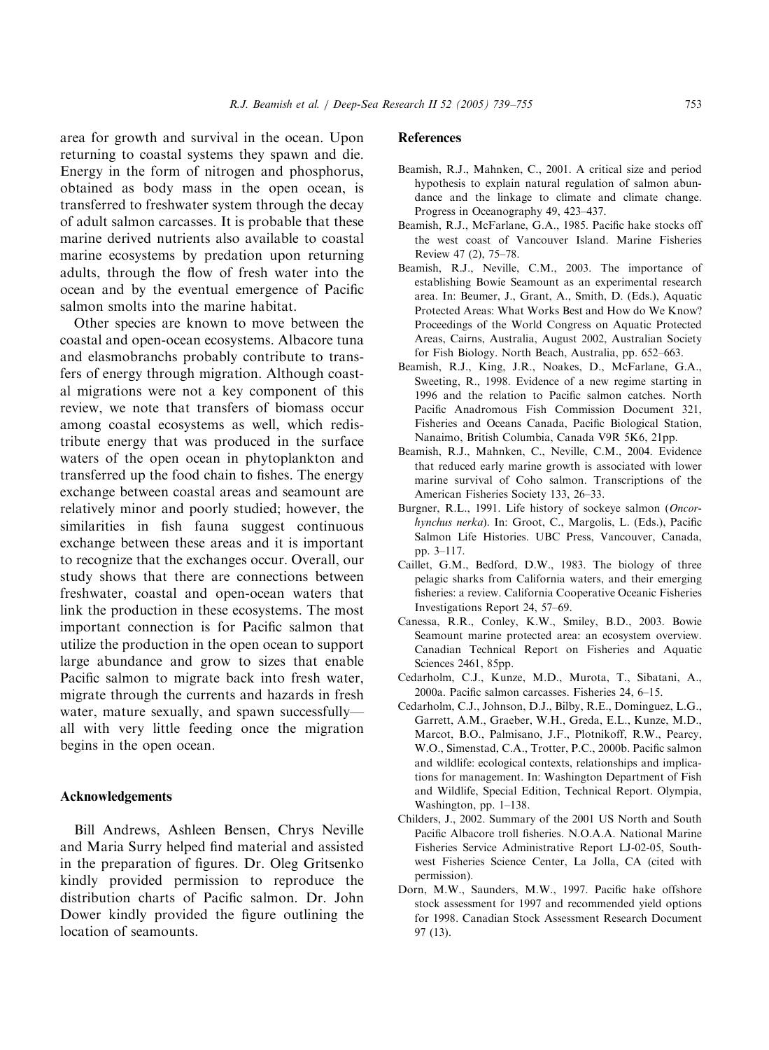area for growth and survival in the ocean. Upon returning to coastal systems they spawn and die. Energy in the form of nitrogen and phosphorus, obtained as body mass in the open ocean, is transferred to freshwater system through the decay of adult salmon carcasses. It is probable that these marine derived nutrients also available to coastal marine ecosystems by predation upon returning adults, through the flow of fresh water into the ocean and by the eventual emergence of Pacific salmon smolts into the marine habitat.

Other species are known to move between the coastal and open-ocean ecosystems. Albacore tuna and elasmobranchs probably contribute to transfers of energy through migration. Although coastal migrations were not a key component of this review, we note that transfers of biomass occur among coastal ecosystems as well, which redistribute energy that was produced in the surface waters of the open ocean in phytoplankton and transferred up the food chain to fishes. The energy exchange between coastal areas and seamount are relatively minor and poorly studied; however, the similarities in fish fauna suggest continuous exchange between these areas and it is important to recognize that the exchanges occur. Overall, our study shows that there are connections between freshwater, coastal and open-ocean waters that link the production in these ecosystems. The most important connection is for Pacific salmon that utilize the production in the open ocean to support large abundance and grow to sizes that enable Pacific salmon to migrate back into fresh water, migrate through the currents and hazards in fresh water, mature sexually, and spawn successfully—all with very little feeding once the migration begins in the open ocean.

## Acknowledgements

Bill Andrews, Ashleen Bensen, Chrys Neville and Maria Surry helped find material and assisted in the preparation of figures. Dr. Oleg Gritsenko kindly provided permission to reproduce the distribution charts of Pacific salmon. Dr. John Dower kindly provided the figure outlining the location of seamounts.

## References

Beamish, R.J., Mahnken, C., 2001. A critical size and period hypothesis to explain natural regulation of salmon abundance and the linkage to climate and climate change. Progress in Oceanography 49, 423–437.

Beamish, R.J., McFarlane, G.A., 1985. Pacific hake stocks off the west coast of Vancouver Island. Marine Fisheries Review 47 (2), 75–78.

Beamish, R.J., Neville, C.M., 2003. The importance of establishing Bowie Seamount as an experimental research area. In: Beumer, J., Grant, A., Smith, D. (Eds.), Aquatic Protected Areas: What Works Best and How do We Know? Proceedings of the World Congress on Aquatic Protected Areas, Cairns, Australia, August 2002, Australian Society for Fish Biology. North Beach, Australia, pp. 652–663.

Beamish, R.J., King, J.R., Noakes, D., McFarlane, G.A., Sweeting, R., 1998. Evidence of a new regime starting in 1996 and the relation to Pacific salmon catches. North Pacific Anadromous Fish Commission Document 321, Fisheries and Oceans Canada, Pacific Biological Station, Nanaimo, British Columbia, Canada V9R 5K6, 21pp.

Beamish, R.J., Mahnken, C., Neville, C.M., 2004. Evidence that reduced early marine growth is associated with lower marine survival of Coho salmon. Transcriptions of the American Fisheries Society 133, 26–33.

Burgner, R.L., 1991. Life history of sockeye salmon (*Oncorhynchus nerka*). In: Groot, C., Margolis, L. (Eds.), Pacific Salmon Life Histories. UBC Press, Vancouver, Canada, pp. 3–117.

Caillet, G.M., Bedford, D.W., 1983. The biology of three pelagic sharks from California waters, and their emerging fisheries: a review. California Cooperative Oceanic Fisheries Investigations Report 24, 57–69.

Canessa, R.R., Conley, K.W., Smiley, B.D., 2003. Bowie Seamount marine protected area: an ecosystem overview. Canadian Technical Report on Fisheries and Aquatic Sciences 2461, 85pp.

Cedarholm, C.J., Kunze, M.D., Murota, T., Sibatani, A., 2000a. Pacific salmon carcasses. Fisheries 24, 6–15.

Cedarholm, C.J., Johnson, D.J., Bilby, R.E., Dominguez, L.G., Garrett, A.M., Graeber, W.H., Greda, E.L., Kunze, M.D., Marcot, B.O., Palmisano, J.F., Plotnikoff, R.W., Pearcy, W.O., Simenstad, C.A., Trotter, P.C., 2000b. Pacific salmon and wildlife: ecological contexts, relationships and implications for management. In: Washington Department of Fish and Wildlife, Special Edition, Technical Report. Olympia, Washington, pp. 1–138.

Childers, J., 2002. Summary of the 2001 US North and South Pacific Albacore troll fisheries. N.O.A.A. National Marine Fisheries Service Administrative Report LJ-02-05, Southwest Fisheries Science Center, La Jolla, CA (cited with permission).

Dorn, M.W., Saunders, M.W., 1997. Pacific hake offshore stock assessment for 1997 and recommended yield options for 1998. Canadian Stock Assessment Research Document 97 (13).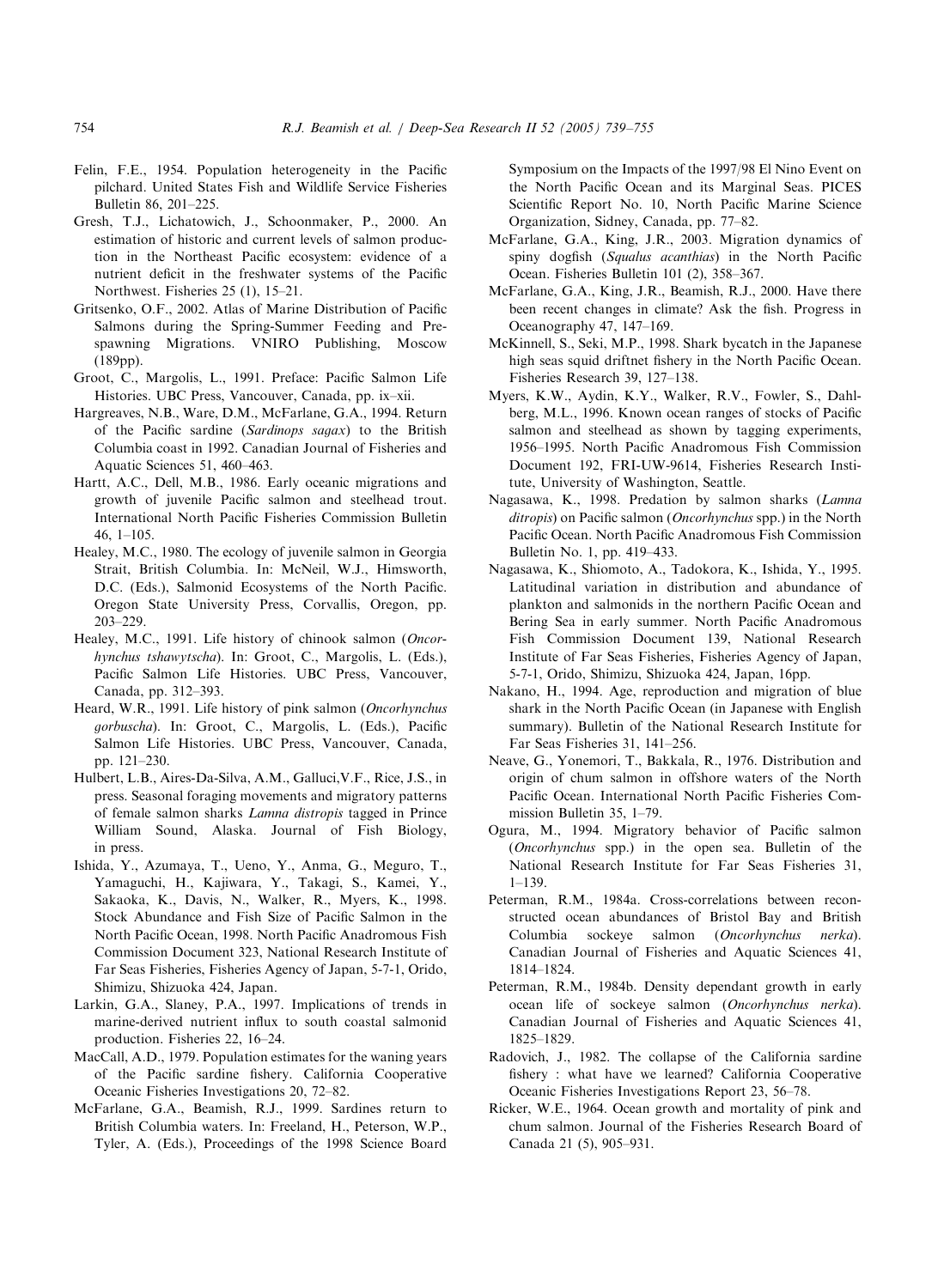Felin, F.E., 1954. Population heterogeneity in the Pacific pilchard. United States Fish and Wildlife Service Fisheries Bulletin 86, 201–225.

Gresh, T.J., Lichatowich, J., Schoonmaker, P., 2000. An estimation of historic and current levels of salmon production in the Northeast Pacific ecosystem: evidence of a nutrient deficit in the freshwater systems of the Pacific Northwest. Fisheries 25 (1), 15–21.

Gritsenko, O.F., 2002. Atlas of Marine Distribution of Pacific Salmons during the Spring-Summer Feeding and Pre-spawning Migrations. VNIRO Publishing, Moscow (189pp).

Groot, C., Margolis, L., 1991. Preface: Pacific Salmon Life Histories. UBC Press, Vancouver, Canada, pp. ix–xii.

Hargreaves, N.B., Ware, D.M., McFarlane, G.A., 1994. Return of the Pacific sardine (*Sardinops sagax*) to the British Columbia coast in 1992. Canadian Journal of Fisheries and Aquatic Sciences 51, 460–463.

Hartt, A.C., Dell, M.B., 1986. Early oceanic migrations and growth of juvenile Pacific salmon and steelhead trout. International North Pacific Fisheries Commission Bulletin 46, 1–105.

Healey, M.C., 1980. The ecology of juvenile salmon in Georgia Strait, British Columbia. In: McNeil, W.J., Himsworth, D.C. (Eds.), Salmonid Ecosystems of the North Pacific. Oregon State University Press, Corvallis, Oregon, pp. 203–229.

Healey, M.C., 1991. Life history of chinook salmon (*Oncorhynchus tshawytscha*). In: Groot, C., Margolis, L. (Eds.), Pacific Salmon Life Histories. UBC Press, Vancouver, Canada, pp. 312–393.

Heard, W.R., 1991. Life history of pink salmon (*Oncorhynchus gorbuscha*). In: Groot, C., Margolis, L. (Eds.), Pacific Salmon Life Histories. UBC Press, Vancouver, Canada, pp. 121–230.

Hulbert, L.B., Aires-Da-Silva, A.M., Galluci,V.F., Rice, J.S., in press. Seasonal foraging movements and migratory patterns of female salmon sharks *Lamna distropis* tagged in Prince William Sound, Alaska. Journal of Fish Biology, in press.

Ishida, Y., Azumaya, T., Ueno, Y., Anma, G., Meguro, T., Yamaguchi, H., Kajiwara, Y., Takagi, S., Kamei, Y., Sakaoka, K., Davis, N., Walker, R., Myers, K., 1998. Stock Abundance and Fish Size of Pacific Salmon in the North Pacific Ocean, 1998. North Pacific Anadromous Fish Commission Document 323, National Research Institute of Far Seas Fisheries, Fisheries Agency of Japan, 5-7-1, Orido, Shimizu, Shizuoka 424, Japan.

Larkin, G.A., Slaney, P.A., 1997. Implications of trends in marine-derived nutrient influx to south coastal salmonid production. Fisheries 22, 16–24.

MacCall, A.D., 1979. Population estimates for the waning years of the Pacific sardine fishery. California Cooperative Oceanic Fisheries Investigations 20, 72–82.

McFarlane, G.A., Beamish, R.J., 1999. Sardines return to British Columbia waters. In: Freeland, H., Peterson, W.P., Tyler, A. (Eds.), Proceedings of the 1998 Science Board Symposium on the Impacts of the 1997/98 El Nino Event on the North Pacific Ocean and its Marginal Seas. PICES Scientific Report No. 10, North Pacific Marine Science Organization, Sidney, Canada, pp. 77–82.

McFarlane, G.A., King, J.R., 2003. Migration dynamics of spiny dogfish (*Squalus acanthias*) in the North Pacific Ocean. Fisheries Bulletin 101 (2), 358–367.

McFarlane, G.A., King, J.R., Beamish, R.J., 2000. Have there been recent changes in climate? Ask the fish. Progress in Oceanography 47, 147–169.

McKinnell, S., Seki, M.P., 1998. Shark bycatch in the Japanese high seas squid driftnet fishery in the North Pacific Ocean. Fisheries Research 39, 127–138.

Myers, K.W., Aydin, K.Y., Walker, R.V., Fowler, S., Dahlberg, M.L., 1996. Known ocean ranges of stocks of Pacific salmon and steelhead as shown by tagging experiments, 1956–1995. North Pacific Anadromous Fish Commission Document 192, FRI-UW-9614, Fisheries Research Institute, University of Washington, Seattle.

Nagasawa, K., 1998. Predation by salmon sharks (*Lamna ditropis*) on Pacific salmon (*Oncorhynchus* spp.) in the North Pacific Ocean. North Pacific Anadromous Fish Commission Bulletin No. 1, pp. 419–433.

Nagasawa, K., Shiomoto, A., Tadokora, K., Ishida, Y., 1995. Latitudinal variation in distribution and abundance of plankton and salmonids in the northern Pacific Ocean and Bering Sea in early summer. North Pacific Anadromous Fish Commission Document 139, National Research Institute of Far Seas Fisheries, Fisheries Agency of Japan, 5-7-1, Orido, Shimizu, Shizuoka 424, Japan, 16pp.

Nakano, H., 1994. Age, reproduction and migration of blue shark in the North Pacific Ocean (in Japanese with English summary). Bulletin of the National Research Institute for Far Seas Fisheries 31, 141–256.

Neave, G., Yonemori, T., Bakkala, R., 1976. Distribution and origin of chum salmon in offshore waters of the North Pacific Ocean. International North Pacific Fisheries Commission Bulletin 35, 1–79.

Ogura, M., 1994. Migratory behavior of Pacific salmon (*Oncorhynchus* spp.) in the open sea. Bulletin of the National Research Institute for Far Seas Fisheries 31, 1–139.

Peterman, R.M., 1984a. Cross-correlations between reconstructed ocean abundances of Bristol Bay and British Columbia sockeye salmon (*Oncorhynchus nerka*). Canadian Journal of Fisheries and Aquatic Sciences 41, 1814–1824.

Peterman, R.M., 1984b. Density dependant growth in early ocean life of sockeye salmon (*Oncorhynchus nerka*). Canadian Journal of Fisheries and Aquatic Sciences 41, 1825–1829.

Radovich, J., 1982. The collapse of the California sardine fishery : what have we learned? California Cooperative Oceanic Fisheries Investigations Report 23, 56–78.

Ricker, W.E., 1964. Ocean growth and mortality of pink and chum salmon. Journal of the Fisheries Research Board of Canada 21 (5), 905–931.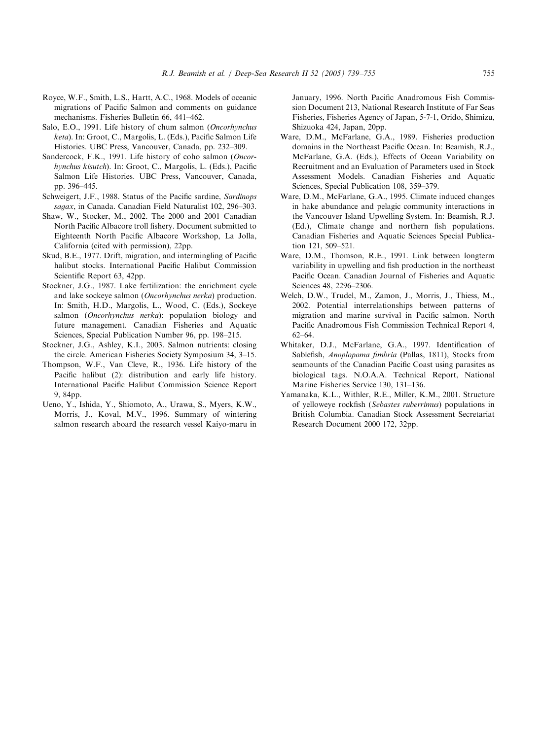Royce, W.F., Smith, L.S., Hartt, A.C., 1968. Models of oceanic migrations of Pacific Salmon and comments on guidance mechanisms. Fisheries Bulletin 66, 441–462.

Salo, E.O., 1991. Life history of chum salmon (*Oncorhynchus keta*). In: Groot, C., Margolis, L. (Eds.), Pacific Salmon Life Histories. UBC Press, Vancouver, Canada, pp. 232–309.

Sandercock, F.K., 1991. Life history of coho salmon (*Oncorhynchus kisutch*). In: Groot, C., Margolis, L. (Eds.), Pacific Salmon Life Histories. UBC Press, Vancouver, Canada, pp. 396–445.

Schweigert, J.F., 1988. Status of the Pacific sardine, *Sardinops sagax*, in Canada. Canadian Field Naturalist 102, 296–303.

Shaw, W., Stocker, M., 2002. The 2000 and 2001 Canadian North Pacific Albacore troll fishery. Document submitted to Eighteenth North Pacific Albacore Workshop, La Jolla, California (cited with permission), 22pp.

Skud, B.E., 1977. Drift, migration, and intermingling of Pacific halibut stocks. International Pacific Halibut Commission Scientific Report 63, 42pp.

Stockner, J.G., 1987. Lake fertilization: the enrichment cycle and lake sockeye salmon (*Oncorhynchus nerka*) production. In: Smith, H.D., Margolis, L., Wood, C. (Eds.), Sockeye salmon (*Oncorhynchus nerka*): population biology and future management. Canadian Fisheries and Aquatic Sciences, Special Publication Number 96, pp. 198–215.

Stockner, J.G., Ashley, K.I., 2003. Salmon nutrients: closing the circle. American Fisheries Society Symposium 34, 3–15.

Thompson, W.F., Van Cleve, R., 1936. Life history of the Pacific halibut (2): distribution and early life history. International Pacific Halibut Commission Science Report 9, 84pp.

Ueno, Y., Ishida, Y., Shiomoto, A., Urawa, S., Myers, K.W., Morris, J., Koval, M.V., 1996. Summary of wintering salmon research aboard the research vessel Kaiyo-maru in January, 1996. North Pacific Anadromous Fish Commission Document 213, National Research Institute of Far Seas Fisheries, Fisheries Agency of Japan, 5-7-1, Orido, Shimizu, Shizuoka 424, Japan, 20pp.

Ware, D.M., McFarlane, G.A., 1989. Fisheries production domains in the Northeast Pacific Ocean. In: Beamish, R.J., McFarlane, G.A. (Eds.), Effects of Ocean Variability on Recruitment and an Evaluation of Parameters used in Stock Assessment Models. Canadian Fisheries and Aquatic Sciences, Special Publication 108, 359–379.

Ware, D.M., McFarlane, G.A., 1995. Climate induced changes in hake abundance and pelagic community interactions in the Vancouver Island Upwelling System. In: Beamish, R.J. (Ed.), Climate change and northern fish populations. Canadian Fisheries and Aquatic Sciences Special Publication 121, 509–521.

Ware, D.M., Thomson, R.E., 1991. Link between longterm variability in upwelling and fish production in the northeast Pacific Ocean. Canadian Journal of Fisheries and Aquatic Sciences 48, 2296–2306.

Welch, D.W., Trudel, M., Zamon, J., Morris, J., Thiess, M., 2002. Potential interrelationships between patterns of migration and marine survival in Pacific salmon. North Pacific Anadromous Fish Commission Technical Report 4, 62–64.

Whitaker, D.J., McFarlane, G.A., 1997. Identification of Sablefish, *Anoplopoma fimbria* (Pallas, 1811), Stocks from seamounts of the Canadian Pacific Coast using parasites as biological tags. N.O.A.A. Technical Report, National Marine Fisheries Service 130, 131–136.

Yamanaka, K.L., Withler, R.E., Miller, K.M., 2001. Structure of yelloweye rockfish (*Sebastes ruberrimus*) populations in British Columbia. Canadian Stock Assessment Secretariat Research Document 2000 172, 32pp.